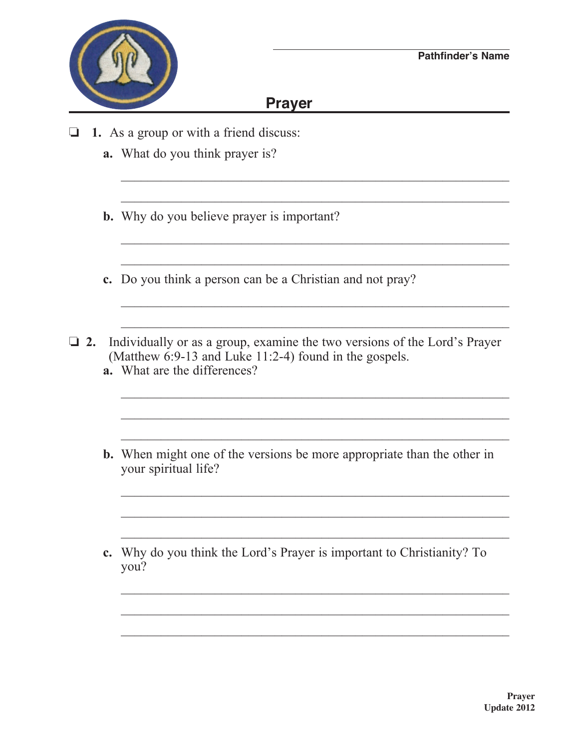Pathfinder's Name

# Prayer

❑ **1.** As a group or with a friend discuss:

**a.** What do you think prayer is?

______________________________________________________________

______________________________________________________________

**b.** Why do you believe prayer is important?

______________________________________________________________

______________________________________________________________

**c.** Do you think a person can be a Christian and not pray?

______________________________________________________________

______________________________________________________________

❑ **2.** Individually or as a group, examine the two versions of the Lord's Prayer (Matthew 6:9-13 and Luke 11:2-4) found in the gospels.

**a.** What are the differences?

______________________________________________________________

______________________________________________________________

______________________________________________________________

**b.** When might one of the versions be more appropriate than the other in your spiritual life?

______________________________________________________________

______________________________________________________________

______________________________________________________________

**c.** Why do you think the Lord's Prayer is important to Christianity? To you?

______________________________________________________________

______________________________________________________________

______________________________________________________________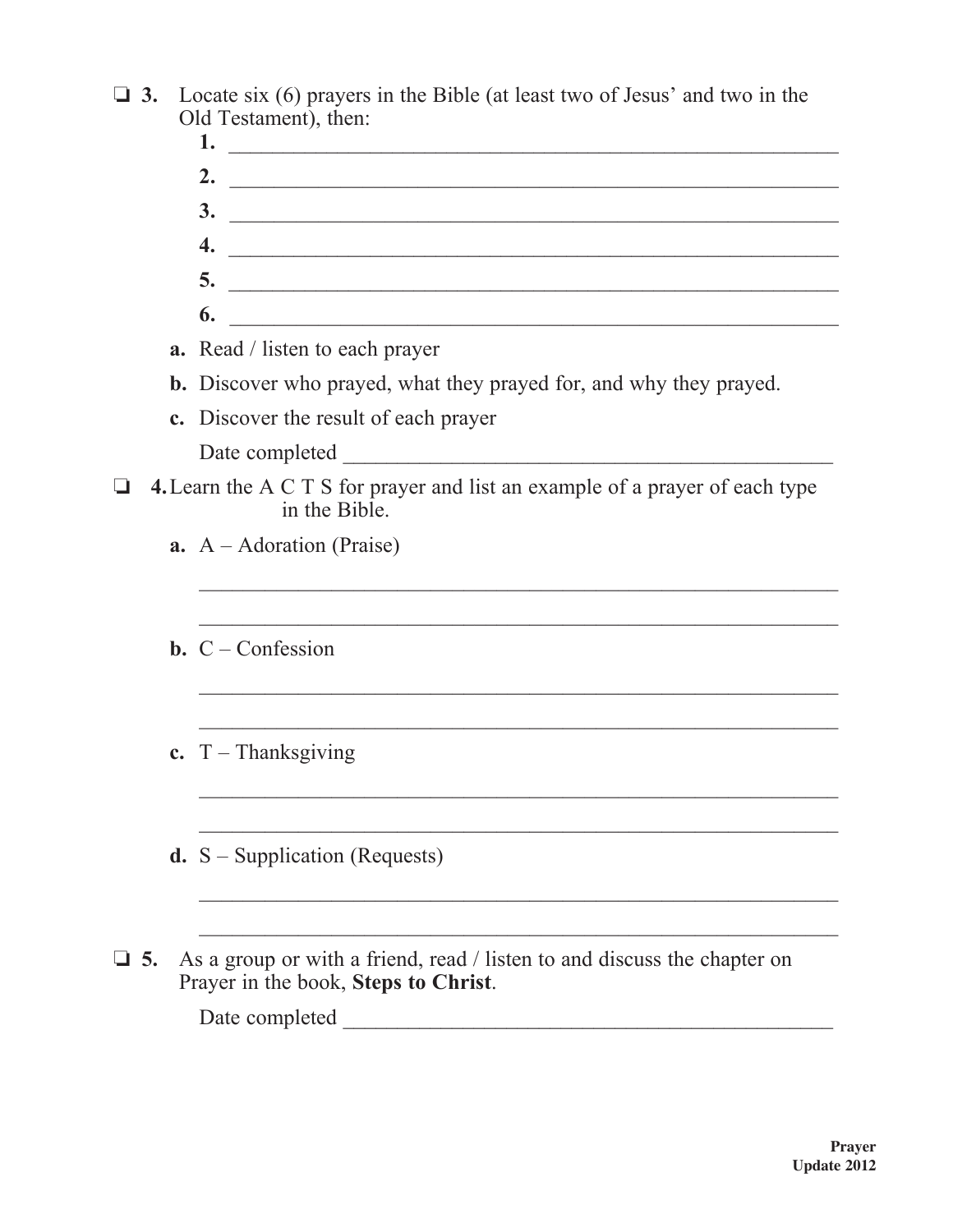❑ **3.** Locate six (6) prayers in the Bible (at least two of Jesus' and two in the Old Testament), then:

**1.** ____________________________________________________________

**2.** ____________________________________________________________

**3.** ____________________________________________________________

**4.** ____________________________________________________________

**5.** ____________________________________________________________

**6.** ____________________________________________________________

**a.** Read / listen to each prayer

**b.** Discover who prayed, what they prayed for, and why they prayed.

**c.** Discover the result of each prayer

Date completed ______________________________________________

❑ **4.** Learn the A C T S for prayer and list an example of a prayer of each type in the Bible.

**a.** A – Adoration (Praise)

____________________________________________________________

____________________________________________________________

**b.** C – Confession

____________________________________________________________

____________________________________________________________

**c.** T – Thanksgiving

____________________________________________________________

____________________________________________________________

**d.** S – Supplication (Requests)

____________________________________________________________

____________________________________________________________

❑ **5.** As a group or with a friend, read / listen to and discuss the chapter on Prayer in the book, **Steps to Christ**.

Date completed ______________________________________________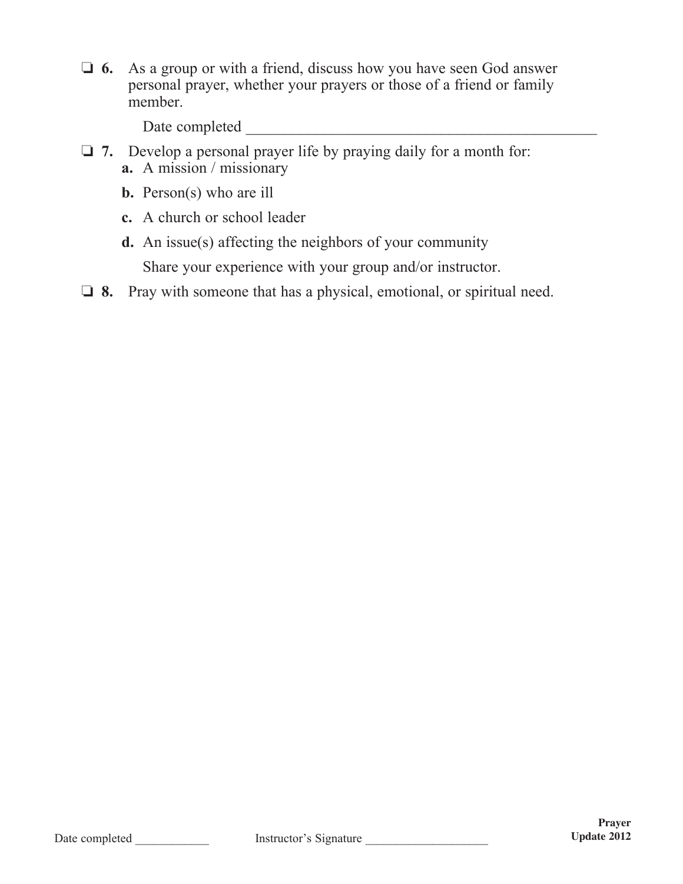❏ **6.** As a group or with a friend, discuss how you have seen God answer personal prayer, whether your prayers or those of a friend or family member.

Date completed ______________________________________________

❏ **7.** Develop a personal prayer life by praying daily for a month for:

**a.** A mission / missionary

**b.** Person(s) who are ill

**c.** A church or school leader

**d.** An issue(s) affecting the neighbors of your community

Share your experience with your group and/or instructor.

❏ **8.** Pray with someone that has a physical, emotional, or spiritual need.

Date completed ____________ Instructor's Signature ____________________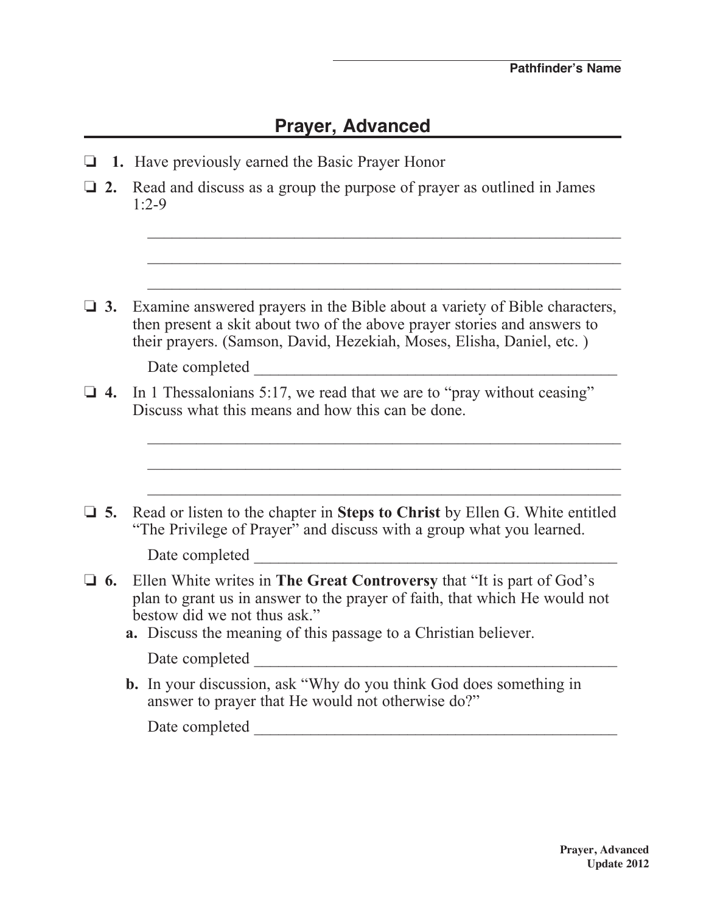\_\_\_\_\_\_\_\_\_\_\_\_\_\_\_\_\_\_\_\_\_\_\_\_\_\_\_\_\_\_

**Pathfinder's Name**

## Prayer, Advanced

- ❏ **1.** Have previously earned the Basic Prayer Honor
- ❏ **2.** Read and discuss as a group the purpose of prayer as outlined in James 1:2-9

  \_\_\_\_\_\_\_\_\_\_\_\_\_\_\_\_\_\_\_\_\_\_\_\_\_\_\_\_\_\_\_\_\_\_\_\_\_\_\_\_\_\_\_\_\_\_\_\_\_\_\_\_\_\_\_\_

  \_\_\_\_\_\_\_\_\_\_\_\_\_\_\_\_\_\_\_\_\_\_\_\_\_\_\_\_\_\_\_\_\_\_\_\_\_\_\_\_\_\_\_\_\_\_\_\_\_\_\_\_\_\_\_\_

  \_\_\_\_\_\_\_\_\_\_\_\_\_\_\_\_\_\_\_\_\_\_\_\_\_\_\_\_\_\_\_\_\_\_\_\_\_\_\_\_\_\_\_\_\_\_\_\_\_\_\_\_\_\_\_\_

- ❏ **3.** Examine answered prayers in the Bible about a variety of Bible characters, then present a skit about two of the above prayer stories and answers to their prayers. (Samson, David, Hezekiah, Moses, Elisha, Daniel, etc. )

  Date completed \_\_\_\_\_\_\_\_\_\_\_\_\_\_\_\_\_\_\_\_\_\_\_\_\_\_\_\_\_\_\_\_\_\_\_\_\_\_\_\_\_\_\_\_

- ❏ **4.** In 1 Thessalonians 5:17, we read that we are to "pray without ceasing" Discuss what this means and how this can be done.

  \_\_\_\_\_\_\_\_\_\_\_\_\_\_\_\_\_\_\_\_\_\_\_\_\_\_\_\_\_\_\_\_\_\_\_\_\_\_\_\_\_\_\_\_\_\_\_\_\_\_\_\_\_\_\_\_

  \_\_\_\_\_\_\_\_\_\_\_\_\_\_\_\_\_\_\_\_\_\_\_\_\_\_\_\_\_\_\_\_\_\_\_\_\_\_\_\_\_\_\_\_\_\_\_\_\_\_\_\_\_\_\_\_

  \_\_\_\_\_\_\_\_\_\_\_\_\_\_\_\_\_\_\_\_\_\_\_\_\_\_\_\_\_\_\_\_\_\_\_\_\_\_\_\_\_\_\_\_\_\_\_\_\_\_\_\_\_\_\_\_

- ❏ **5.** Read or listen to the chapter in **Steps to Christ** by Ellen G. White entitled "The Privilege of Prayer" and discuss with a group what you learned.

  Date completed \_\_\_\_\_\_\_\_\_\_\_\_\_\_\_\_\_\_\_\_\_\_\_\_\_\_\_\_\_\_\_\_\_\_\_\_\_\_\_\_\_\_\_\_

- ❏ **6.** Ellen White writes in **The Great Controversy** that "It is part of God's plan to grant us in answer to the prayer of faith, that which He would not bestow did we not thus ask."
  - **a.** Discuss the meaning of this passage to a Christian believer.

    Date completed \_\_\_\_\_\_\_\_\_\_\_\_\_\_\_\_\_\_\_\_\_\_\_\_\_\_\_\_\_\_\_\_\_\_\_\_\_\_\_\_\_\_\_\_

  - **b.** In your discussion, ask "Why do you think God does something in answer to prayer that He would not otherwise do?"

    Date completed \_\_\_\_\_\_\_\_\_\_\_\_\_\_\_\_\_\_\_\_\_\_\_\_\_\_\_\_\_\_\_\_\_\_\_\_\_\_\_\_\_\_\_\_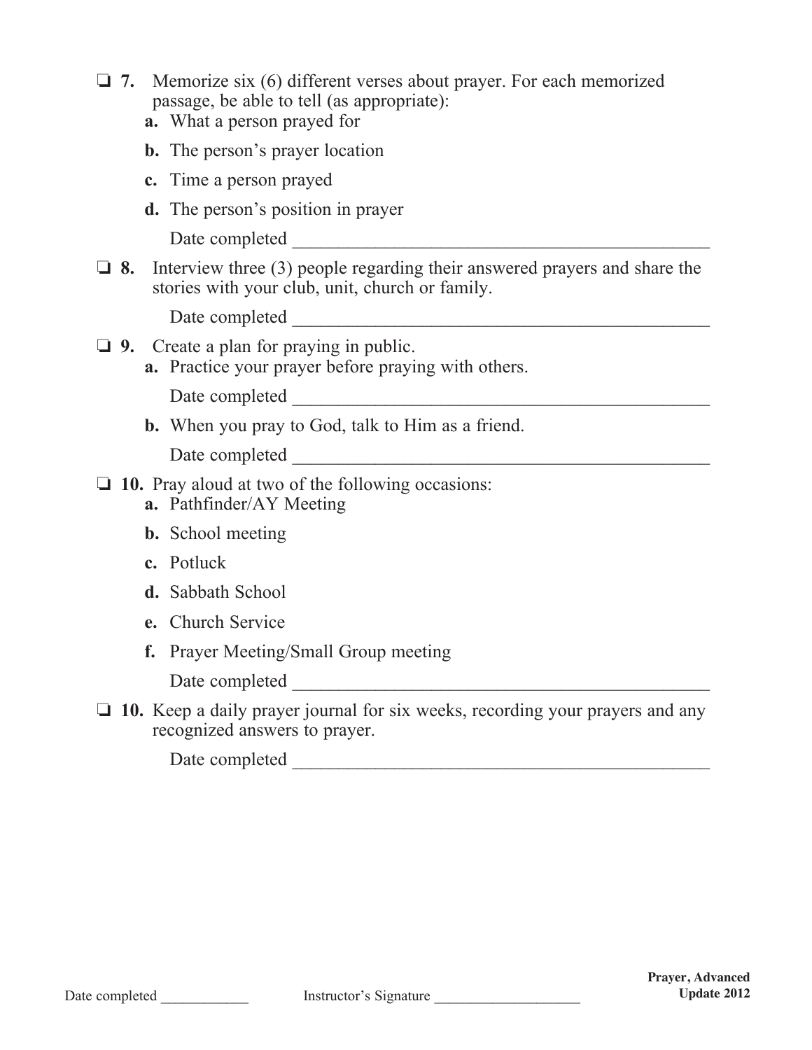❏ **7.** Memorize six (6) different verses about prayer. For each memorized passage, be able to tell (as appropriate):

**a.** What a person prayed for

**b.** The person's prayer location

**c.** Time a person prayed

**d.** The person's position in prayer

Date completed _______________________________________________

❏ **8.** Interview three (3) people regarding their answered prayers and share the stories with your club, unit, church or family.

Date completed _______________________________________________

❏ **9.** Create a plan for praying in public.

**a.** Practice your prayer before praying with others.

Date completed _______________________________________________

**b.** When you pray to God, talk to Him as a friend.

Date completed _______________________________________________

❏ **10.** Pray aloud at two of the following occasions:

**a.** Pathfinder/AY Meeting

**b.** School meeting

**c.** Potluck

**d.** Sabbath School

**e.** Church Service

**f.** Prayer Meeting/Small Group meeting

Date completed _______________________________________________

❏ **10.** Keep a daily prayer journal for six weeks, recording your prayers and any recognized answers to prayer.

Date completed _______________________________________________

Date completed ____________ Instructor's Signature ____________________

**Prayer, Advanced**
**Update 2012**